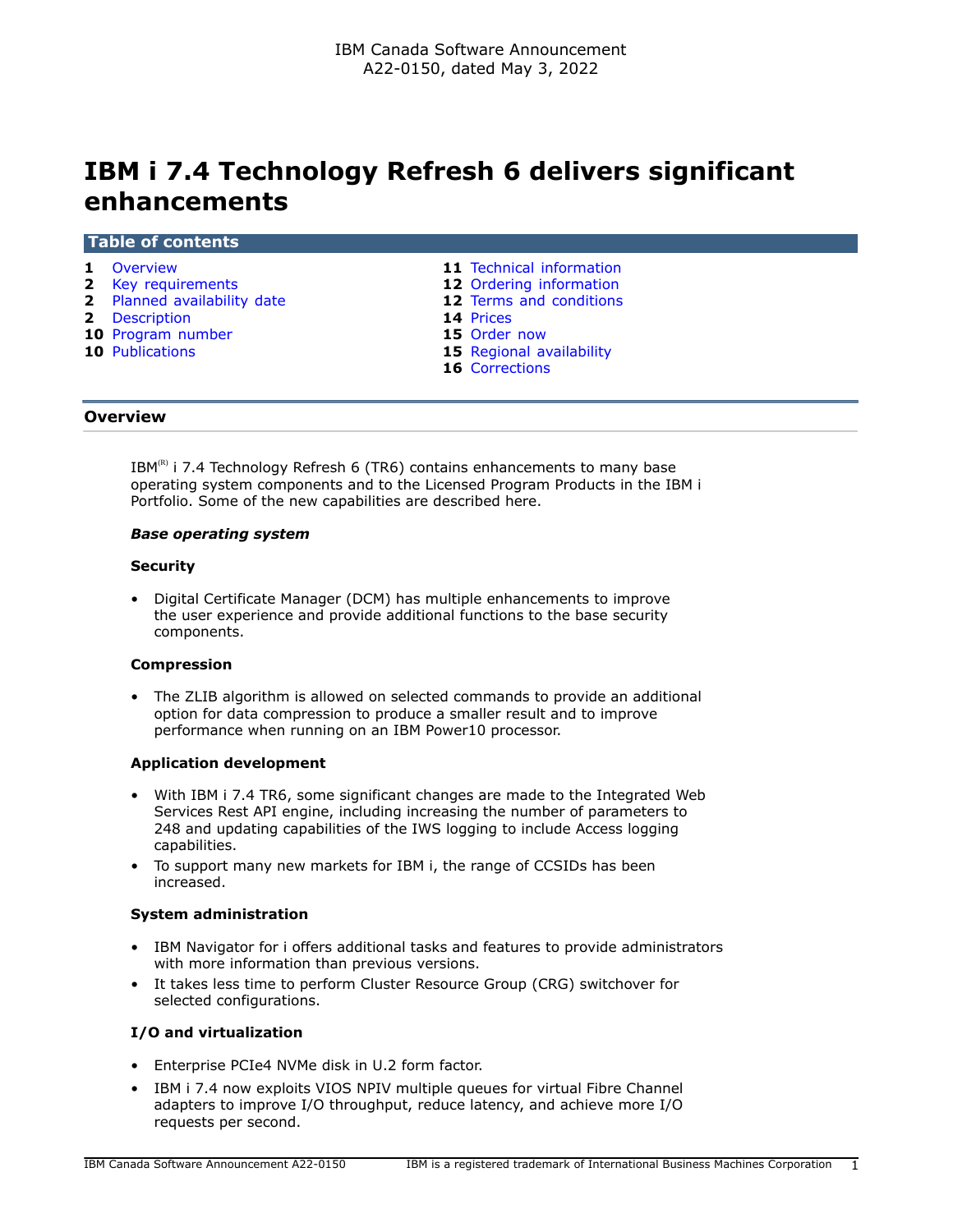IBM Canada Software Announcement
A22-0150, dated May 3, 2022

# IBM i 7.4 Technology Refresh 6 delivers significant enhancements

## Table of contents

| | | | |
|---|---|---|---|
| **1** | Overview | **11** | Technical information |
| **2** | Key requirements | **12** | Ordering information |
| **2** | Planned availability date | **12** | Terms and conditions |
| **2** | Description | **14** | Prices |
| **10** | Program number | **15** | Order now |
| **10** | Publications | **15** | Regional availability |
| | | **16** | Corrections |

## Overview

IBM(R) i 7.4 Technology Refresh 6 (TR6) contains enhancements to many base operating system components and to the Licensed Program Products in the IBM i Portfolio. Some of the new capabilities are described here.

***Base operating system***

**Security**

- Digital Certificate Manager (DCM) has multiple enhancements to improve the user experience and provide additional functions to the base security components.

**Compression**

- The ZLIB algorithm is allowed on selected commands to provide an additional option for data compression to produce a smaller result and to improve performance when running on an IBM Power10 processor.

**Application development**

- With IBM i 7.4 TR6, some significant changes are made to the Integrated Web Services Rest API engine, including increasing the number of parameters to 248 and updating capabilities of the IWS logging to include Access logging capabilities.
- To support many new markets for IBM i, the range of CCSIDs has been increased.

**System administration**

- IBM Navigator for i offers additional tasks and features to provide administrators with more information than previous versions.
- It takes less time to perform Cluster Resource Group (CRG) switchover for selected configurations.

**I/O and virtualization**

- Enterprise PCIe4 NVMe disk in U.2 form factor.
- IBM i 7.4 now exploits VIOS NPIV multiple queues for virtual Fibre Channel adapters to improve I/O throughput, reduce latency, and achieve more I/O requests per second.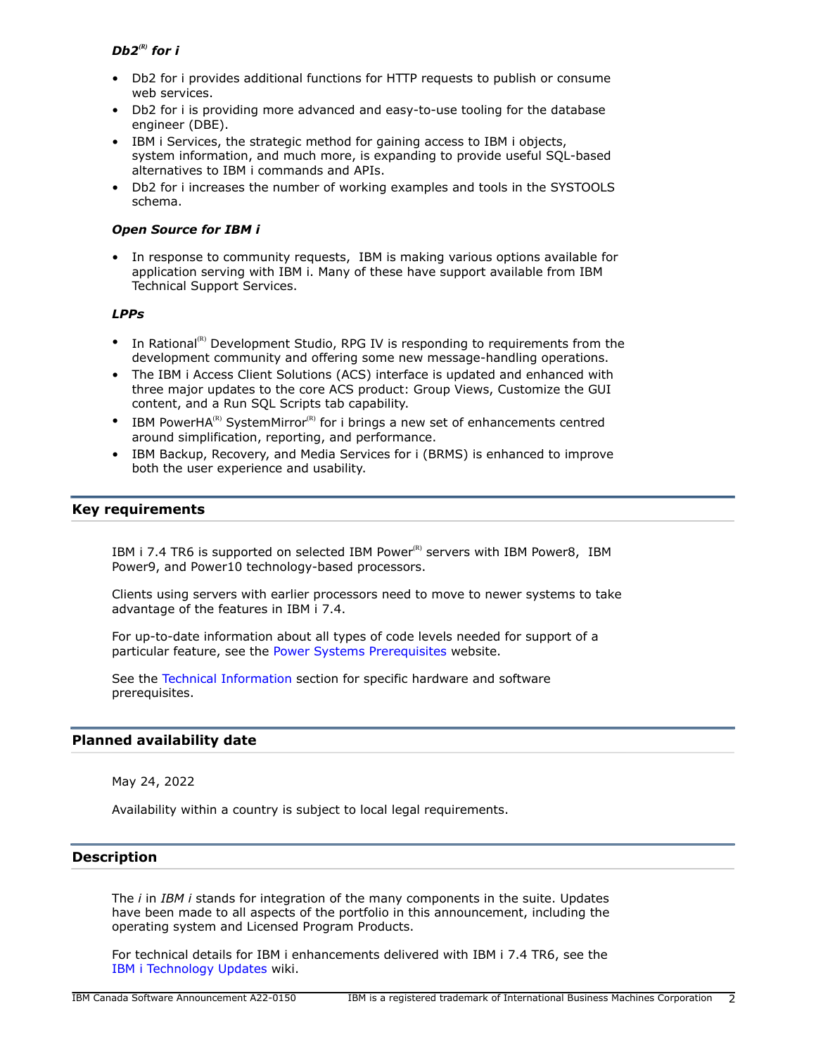### *Db2[(R)] for i*

- Db2 for i provides additional functions for HTTP requests to publish or consume web services.
- Db2 for i is providing more advanced and easy-to-use tooling for the database engineer (DBE).
- IBM i Services, the strategic method for gaining access to IBM i objects, system information, and much more, is expanding to provide useful SQL-based alternatives to IBM i commands and APIs.
- Db2 for i increases the number of working examples and tools in the SYSTOOLS schema.

### *Open Source for IBM i*

- In response to community requests, IBM is making various options available for application serving with IBM i. Many of these have support available from IBM Technical Support Services.

### *LPPs*

- In Rational[(R)] Development Studio, RPG IV is responding to requirements from the development community and offering some new message-handling operations.
- The IBM i Access Client Solutions (ACS) interface is updated and enhanced with three major updates to the core ACS product: Group Views, Customize the GUI content, and a Run SQL Scripts tab capability.
- IBM PowerHA[(R)] SystemMirror[(R)] for i brings a new set of enhancements centred around simplification, reporting, and performance.
- IBM Backup, Recovery, and Media Services for i (BRMS) is enhanced to improve both the user experience and usability.

## Key requirements

IBM i 7.4 TR6 is supported on selected IBM Power[(R)] servers with IBM Power8, IBM Power9, and Power10 technology-based processors.

Clients using servers with earlier processors need to move to newer systems to take advantage of the features in IBM i 7.4.

For up-to-date information about all types of code levels needed for support of a particular feature, see the Power Systems Prerequisites website.

See the Technical Information section for specific hardware and software prerequisites.

## Planned availability date

May 24, 2022

Availability within a country is subject to local legal requirements.

## Description

The *i* in *IBM i* stands for integration of the many components in the suite. Updates have been made to all aspects of the portfolio in this announcement, including the operating system and Licensed Program Products.

For technical details for IBM i enhancements delivered with IBM i 7.4 TR6, see the IBM i Technology Updates wiki.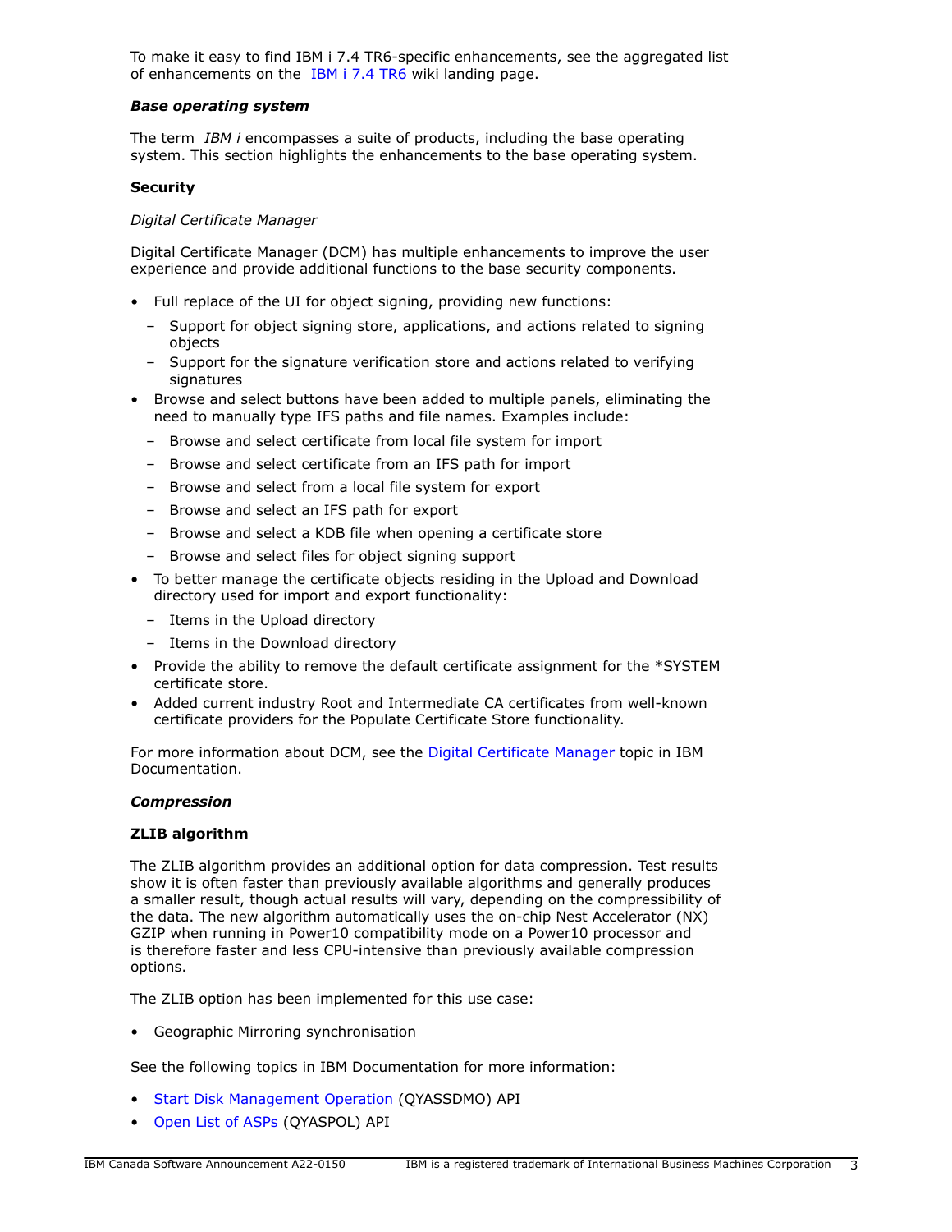To make it easy to find IBM i 7.4 TR6-specific enhancements, see the aggregated list of enhancements on the IBM i 7.4 TR6 wiki landing page.

### *Base operating system*

The term *IBM i* encompasses a suite of products, including the base operating system. This section highlights the enhancements to the base operating system.

#### **Security**

*Digital Certificate Manager*

Digital Certificate Manager (DCM) has multiple enhancements to improve the user experience and provide additional functions to the base security components.

- Full replace of the UI for object signing, providing new functions:
  - Support for object signing store, applications, and actions related to signing objects
  - Support for the signature verification store and actions related to verifying signatures
- Browse and select buttons have been added to multiple panels, eliminating the need to manually type IFS paths and file names. Examples include:
  - Browse and select certificate from local file system for import
  - Browse and select certificate from an IFS path for import
  - Browse and select from a local file system for export
  - Browse and select an IFS path for export
  - Browse and select a KDB file when opening a certificate store
  - Browse and select files for object signing support
- To better manage the certificate objects residing in the Upload and Download directory used for import and export functionality:
  - Items in the Upload directory
  - Items in the Download directory
- Provide the ability to remove the default certificate assignment for the *SYSTEM certificate store.
- Added current industry Root and Intermediate CA certificates from well-known certificate providers for the Populate Certificate Store functionality.

For more information about DCM, see the Digital Certificate Manager topic in IBM Documentation.

### *Compression*

#### **ZLIB algorithm**

The ZLIB algorithm provides an additional option for data compression. Test results show it is often faster than previously available algorithms and generally produces a smaller result, though actual results will vary, depending on the compressibility of the data. The new algorithm automatically uses the on-chip Nest Accelerator (NX) GZIP when running in Power10 compatibility mode on a Power10 processor and is therefore faster and less CPU-intensive than previously available compression options.

The ZLIB option has been implemented for this use case:

- Geographic Mirroring synchronisation

See the following topics in IBM Documentation for more information:

- Start Disk Management Operation (QYASSDMO) API
- Open List of ASPs (QYASPOL) API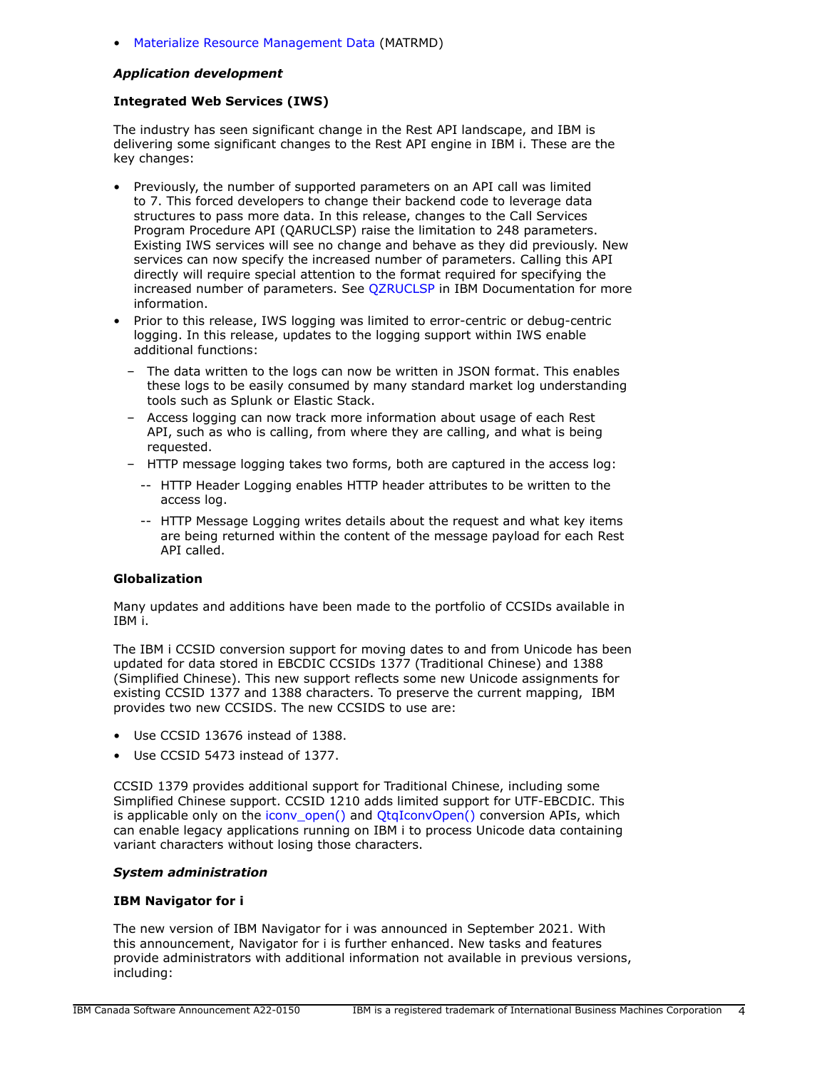- Materialize Resource Management Data (MATRMD)

***Application development***

**Integrated Web Services (IWS)**

The industry has seen significant change in the Rest API landscape, and IBM is delivering some significant changes to the Rest API engine in IBM i. These are the key changes:

- Previously, the number of supported parameters on an API call was limited to 7. This forced developers to change their backend code to leverage data structures to pass more data. In this release, changes to the Call Services Program Procedure API (QARUCLSP) raise the limitation to 248 parameters. Existing IWS services will see no change and behave as they did previously. New services can now specify the increased number of parameters. Calling this API directly will require special attention to the format required for specifying the increased number of parameters. See QZRUCLSP in IBM Documentation for more information.
- Prior to this release, IWS logging was limited to error-centric or debug-centric logging. In this release, updates to the logging support within IWS enable additional functions:
  - The data written to the logs can now be written in JSON format. This enables these logs to be easily consumed by many standard market log understanding tools such as Splunk or Elastic Stack.
  - Access logging can now track more information about usage of each Rest API, such as who is calling, from where they are calling, and what is being requested.
  - HTTP message logging takes two forms, both are captured in the access log:
    - HTTP Header Logging enables HTTP header attributes to be written to the access log.
    - HTTP Message Logging writes details about the request and what key items are being returned within the content of the message payload for each Rest API called.

**Globalization**

Many updates and additions have been made to the portfolio of CCSIDs available in IBM i.

The IBM i CCSID conversion support for moving dates to and from Unicode has been updated for data stored in EBCDIC CCSIDs 1377 (Traditional Chinese) and 1388 (Simplified Chinese). This new support reflects some new Unicode assignments for existing CCSID 1377 and 1388 characters. To preserve the current mapping, IBM provides two new CCSIDS. The new CCSIDS to use are:

- Use CCSID 13676 instead of 1388.
- Use CCSID 5473 instead of 1377.

CCSID 1379 provides additional support for Traditional Chinese, including some Simplified Chinese support. CCSID 1210 adds limited support for UTF-EBCDIC. This is applicable only on the iconv_open() and QtqIconvOpen() conversion APIs, which can enable legacy applications running on IBM i to process Unicode data containing variant characters without losing those characters.

***System administration***

**IBM Navigator for i**

The new version of IBM Navigator for i was announced in September 2021. With this announcement, Navigator for i is further enhanced. New tasks and features provide administrators with additional information not available in previous versions, including: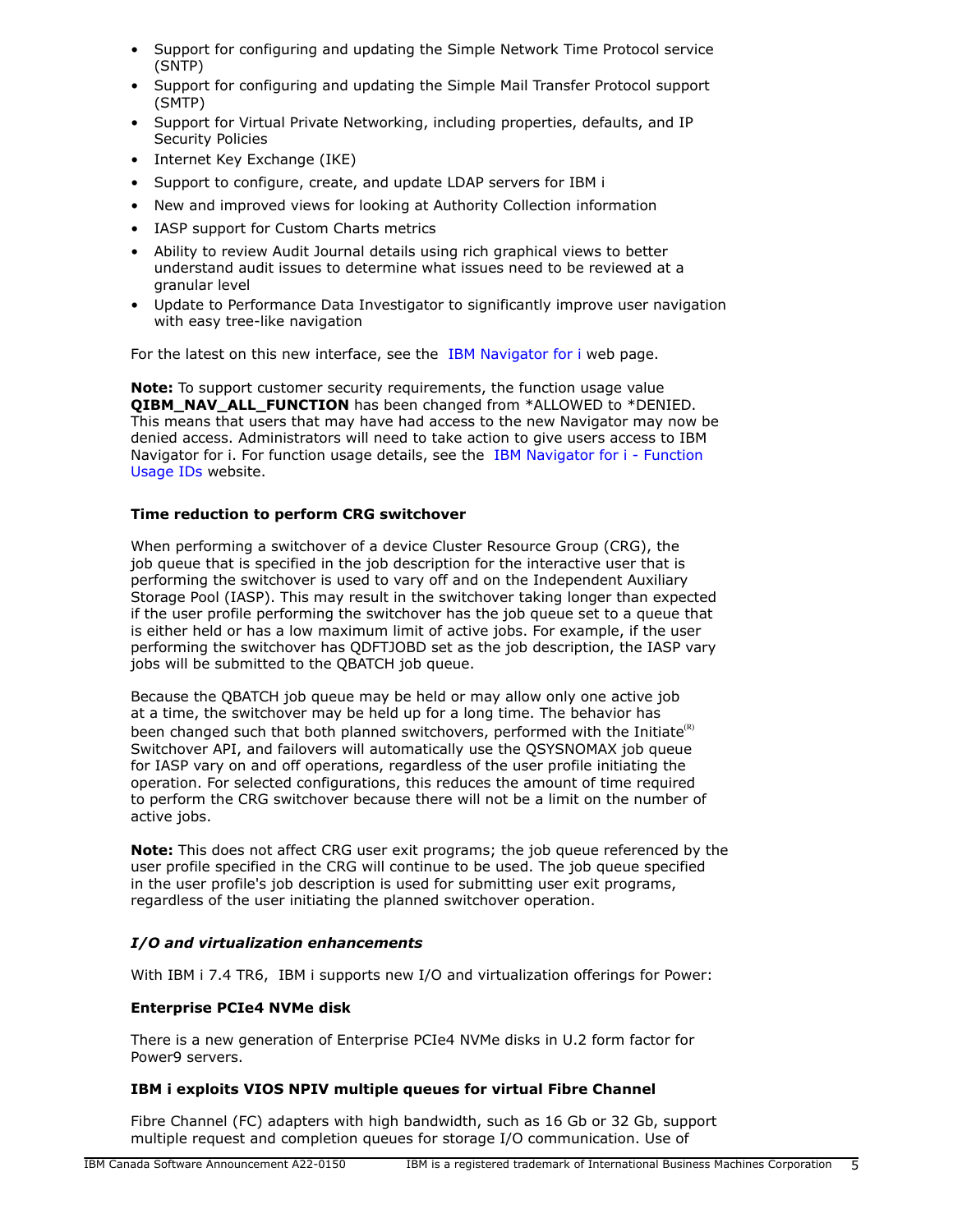- Support for configuring and updating the Simple Network Time Protocol service (SNTP)
- Support for configuring and updating the Simple Mail Transfer Protocol support (SMTP)
- Support for Virtual Private Networking, including properties, defaults, and IP Security Policies
- Internet Key Exchange (IKE)
- Support to configure, create, and update LDAP servers for IBM i
- New and improved views for looking at Authority Collection information
- IASP support for Custom Charts metrics
- Ability to review Audit Journal details using rich graphical views to better understand audit issues to determine what issues need to be reviewed at a granular level
- Update to Performance Data Investigator to significantly improve user navigation with easy tree-like navigation

For the latest on this new interface, see the IBM Navigator for i web page.

**Note:** To support customer security requirements, the function usage value **QIBM_NAV_ALL_FUNCTION** has been changed from *ALLOWED to *DENIED. This means that users that may have had access to the new Navigator may now be denied access. Administrators will need to take action to give users access to IBM Navigator for i. For function usage details, see the IBM Navigator for i - Function Usage IDs website.

**Time reduction to perform CRG switchover**

When performing a switchover of a device Cluster Resource Group (CRG), the job queue that is specified in the job description for the interactive user that is performing the switchover is used to vary off and on the Independent Auxiliary Storage Pool (IASP). This may result in the switchover taking longer than expected if the user profile performing the switchover has the job queue set to a queue that is either held or has a low maximum limit of active jobs. For example, if the user performing the switchover has QDFTJOBD set as the job description, the IASP vary jobs will be submitted to the QBATCH job queue.

Because the QBATCH job queue may be held or may allow only one active job at a time, the switchover may be held up for a long time. The behavior has been changed such that both planned switchovers, performed with the Initiate(R) Switchover API, and failovers will automatically use the QSYSNOMAX job queue for IASP vary on and off operations, regardless of the user profile initiating the operation. For selected configurations, this reduces the amount of time required to perform the CRG switchover because there will not be a limit on the number of active jobs.

**Note:** This does not affect CRG user exit programs; the job queue referenced by the user profile specified in the CRG will continue to be used. The job queue specified in the user profile's job description is used for submitting user exit programs, regardless of the user initiating the planned switchover operation.

***I/O and virtualization enhancements***

With IBM i 7.4 TR6, IBM i supports new I/O and virtualization offerings for Power:

**Enterprise PCIe4 NVMe disk**

There is a new generation of Enterprise PCIe4 NVMe disks in U.2 form factor for Power9 servers.

**IBM i exploits VIOS NPIV multiple queues for virtual Fibre Channel**

Fibre Channel (FC) adapters with high bandwidth, such as 16 Gb or 32 Gb, support multiple request and completion queues for storage I/O communication. Use of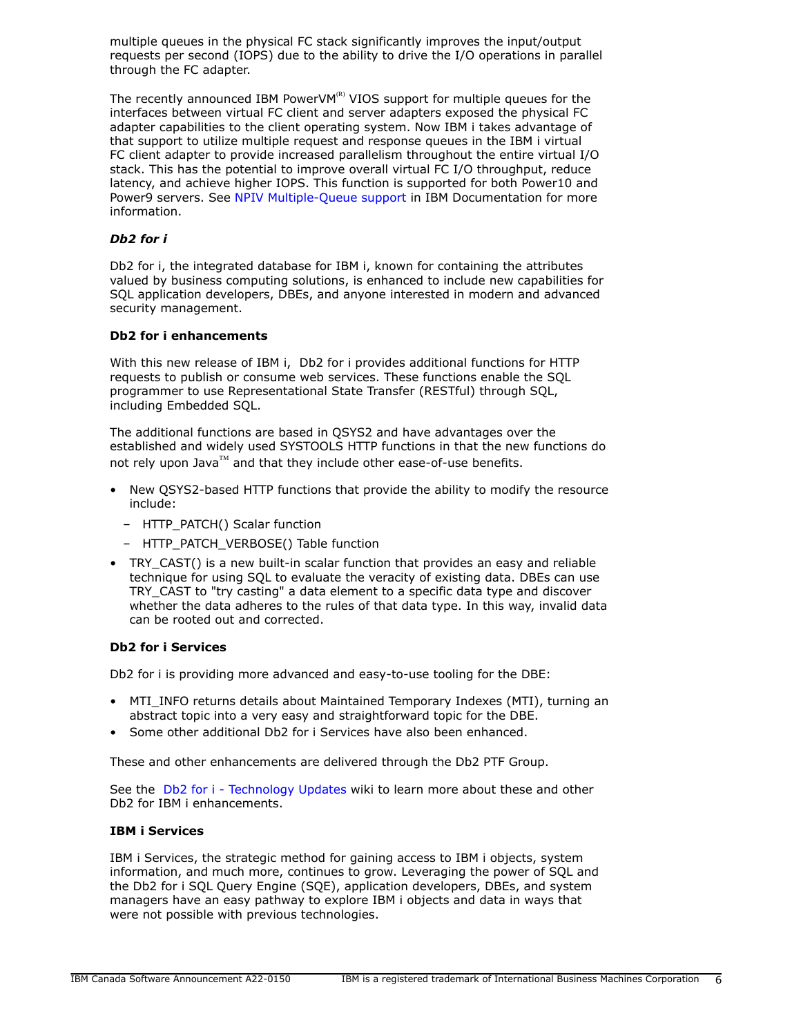multiple queues in the physical FC stack significantly improves the input/output requests per second (IOPS) due to the ability to drive the I/O operations in parallel through the FC adapter.

The recently announced IBM PowerVM(R) VIOS support for multiple queues for the interfaces between virtual FC client and server adapters exposed the physical FC adapter capabilities to the client operating system. Now IBM i takes advantage of that support to utilize multiple request and response queues in the IBM i virtual FC client adapter to provide increased parallelism throughout the entire virtual I/O stack. This has the potential to improve overall virtual FC I/O throughput, reduce latency, and achieve higher IOPS. This function is supported for both Power10 and Power9 servers. See NPIV Multiple-Queue support in IBM Documentation for more information.

### *Db2 for i*

Db2 for i, the integrated database for IBM i, known for containing the attributes valued by business computing solutions, is enhanced to include new capabilities for SQL application developers, DBEs, and anyone interested in modern and advanced security management.

**Db2 for i enhancements**

With this new release of IBM i, Db2 for i provides additional functions for HTTP requests to publish or consume web services. These functions enable the SQL programmer to use Representational State Transfer (RESTful) through SQL, including Embedded SQL.

The additional functions are based in QSYS2 and have advantages over the established and widely used SYSTOOLS HTTP functions in that the new functions do not rely upon Java(TM) and that they include other ease-of-use benefits.

- New QSYS2-based HTTP functions that provide the ability to modify the resource include:
  - HTTP_PATCH() Scalar function
  - HTTP_PATCH_VERBOSE() Table function
- TRY_CAST() is a new built-in scalar function that provides an easy and reliable technique for using SQL to evaluate the veracity of existing data. DBEs can use TRY_CAST to "try casting" a data element to a specific data type and discover whether the data adheres to the rules of that data type. In this way, invalid data can be rooted out and corrected.

**Db2 for i Services**

Db2 for i is providing more advanced and easy-to-use tooling for the DBE:

- MTI_INFO returns details about Maintained Temporary Indexes (MTI), turning an abstract topic into a very easy and straightforward topic for the DBE.
- Some other additional Db2 for i Services have also been enhanced.

These and other enhancements are delivered through the Db2 PTF Group.

See the Db2 for i - Technology Updates wiki to learn more about these and other Db2 for IBM i enhancements.

**IBM i Services**

IBM i Services, the strategic method for gaining access to IBM i objects, system information, and much more, continues to grow. Leveraging the power of SQL and the Db2 for i SQL Query Engine (SQE), application developers, DBEs, and system managers have an easy pathway to explore IBM i objects and data in ways that were not possible with previous technologies.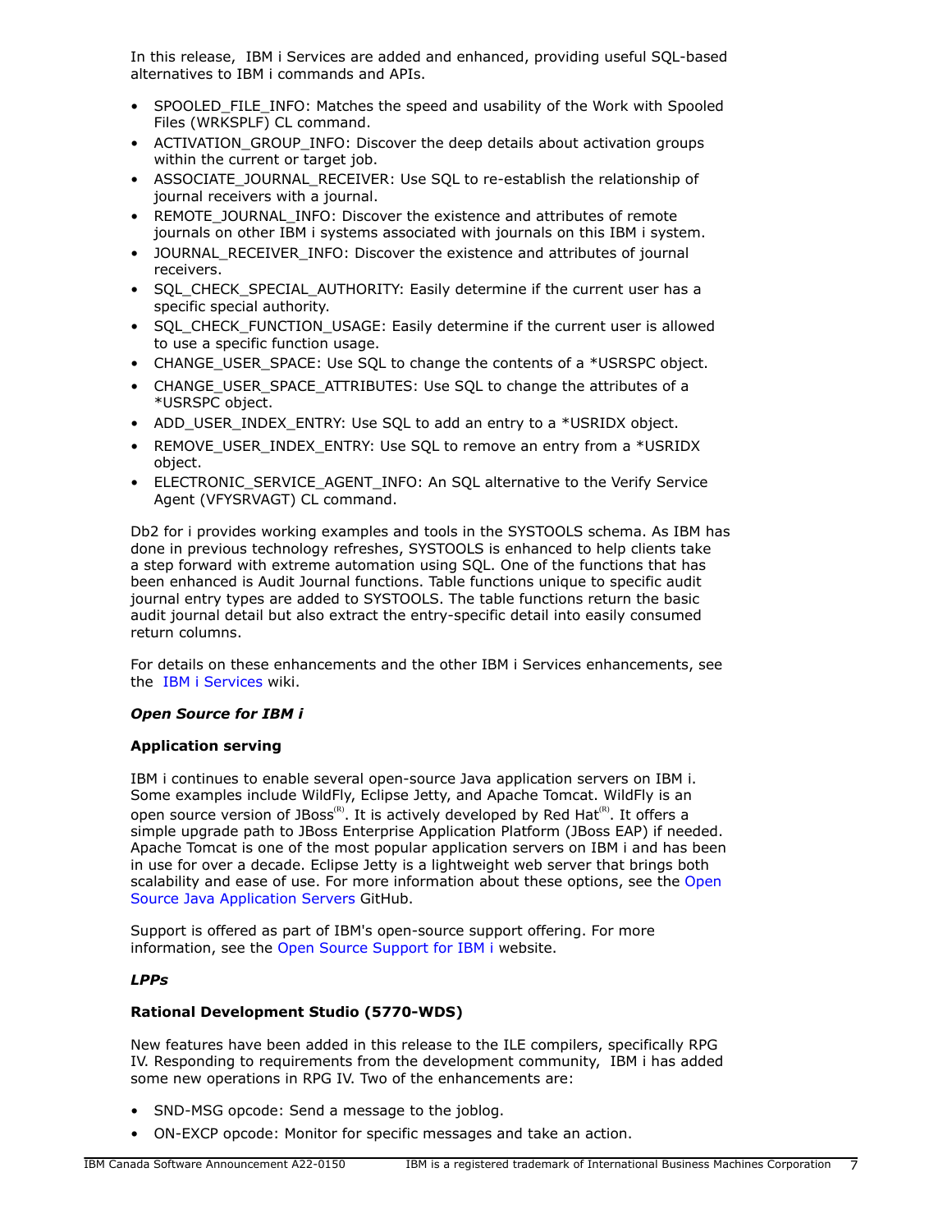In this release, IBM i Services are added and enhanced, providing useful SQL-based alternatives to IBM i commands and APIs.

- SPOOLED_FILE_INFO: Matches the speed and usability of the Work with Spooled Files (WRKSPLF) CL command.
- ACTIVATION_GROUP_INFO: Discover the deep details about activation groups within the current or target job.
- ASSOCIATE_JOURNAL_RECEIVER: Use SQL to re-establish the relationship of journal receivers with a journal.
- REMOTE_JOURNAL_INFO: Discover the existence and attributes of remote journals on other IBM i systems associated with journals on this IBM i system.
- JOURNAL_RECEIVER_INFO: Discover the existence and attributes of journal receivers.
- SQL_CHECK_SPECIAL_AUTHORITY: Easily determine if the current user has a specific special authority.
- SQL_CHECK_FUNCTION_USAGE: Easily determine if the current user is allowed to use a specific function usage.
- CHANGE_USER_SPACE: Use SQL to change the contents of a *USRSPC object.
- CHANGE_USER_SPACE_ATTRIBUTES: Use SQL to change the attributes of a *USRSPC object.
- ADD_USER_INDEX_ENTRY: Use SQL to add an entry to a *USRIDX object.
- REMOVE_USER_INDEX_ENTRY: Use SQL to remove an entry from a *USRIDX object.
- ELECTRONIC_SERVICE_AGENT_INFO: An SQL alternative to the Verify Service Agent (VFYSRVAGT) CL command.

Db2 for i provides working examples and tools in the SYSTOOLS schema. As IBM has done in previous technology refreshes, SYSTOOLS is enhanced to help clients take a step forward with extreme automation using SQL. One of the functions that has been enhanced is Audit Journal functions. Table functions unique to specific audit journal entry types are added to SYSTOOLS. The table functions return the basic audit journal detail but also extract the entry-specific detail into easily consumed return columns.

For details on these enhancements and the other IBM i Services enhancements, see the IBM i Services wiki.

***Open Source for IBM i***

**Application serving**

IBM i continues to enable several open-source Java application servers on IBM i. Some examples include WildFly, Eclipse Jetty, and Apache Tomcat. WildFly is an open source version of JBoss(R). It is actively developed by Red Hat(R). It offers a simple upgrade path to JBoss Enterprise Application Platform (JBoss EAP) if needed. Apache Tomcat is one of the most popular application servers on IBM i and has been in use for over a decade. Eclipse Jetty is a lightweight web server that brings both scalability and ease of use. For more information about these options, see the Open Source Java Application Servers GitHub.

Support is offered as part of IBM's open-source support offering. For more information, see the Open Source Support for IBM i website.

***LPPs***

**Rational Development Studio (5770-WDS)**

New features have been added in this release to the ILE compilers, specifically RPG IV. Responding to requirements from the development community, IBM i has added some new operations in RPG IV. Two of the enhancements are:

- SND-MSG opcode: Send a message to the joblog.
- ON-EXCP opcode: Monitor for specific messages and take an action.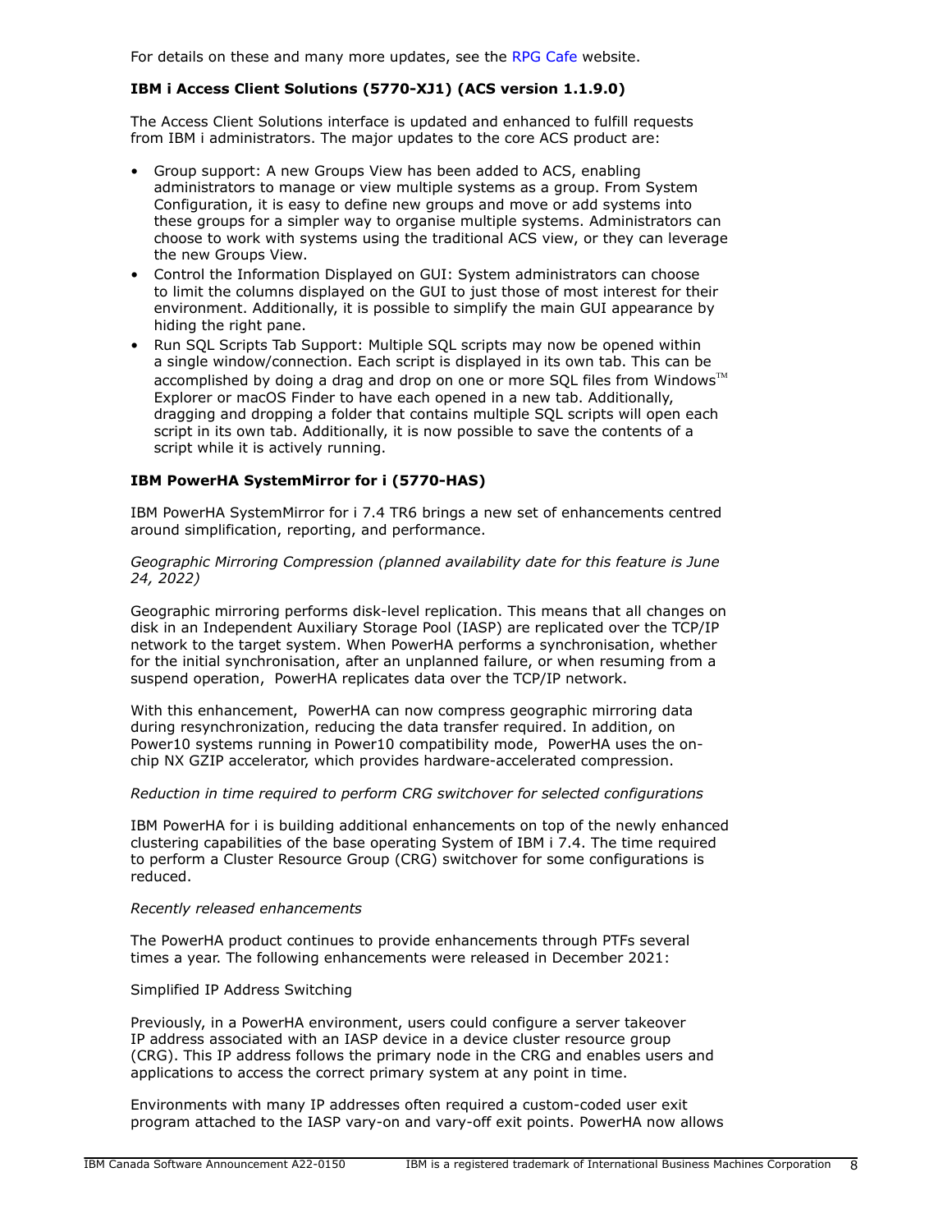For details on these and many more updates, see the RPG Cafe website.

**IBM i Access Client Solutions (5770-XJ1) (ACS version 1.1.9.0)**

The Access Client Solutions interface is updated and enhanced to fulfill requests from IBM i administrators. The major updates to the core ACS product are:

- Group support: A new Groups View has been added to ACS, enabling administrators to manage or view multiple systems as a group. From System Configuration, it is easy to define new groups and move or add systems into these groups for a simpler way to organise multiple systems. Administrators can choose to work with systems using the traditional ACS view, or they can leverage the new Groups View.
- Control the Information Displayed on GUI: System administrators can choose to limit the columns displayed on the GUI to just those of most interest for their environment. Additionally, it is possible to simplify the main GUI appearance by hiding the right pane.
- Run SQL Scripts Tab Support: Multiple SQL scripts may now be opened within a single window/connection. Each script is displayed in its own tab. This can be accomplished by doing a drag and drop on one or more SQL files from Windows™ Explorer or macOS Finder to have each opened in a new tab. Additionally, dragging and dropping a folder that contains multiple SQL scripts will open each script in its own tab. Additionally, it is now possible to save the contents of a script while it is actively running.

**IBM PowerHA SystemMirror for i (5770-HAS)**

IBM PowerHA SystemMirror for i 7.4 TR6 brings a new set of enhancements centred around simplification, reporting, and performance.

*Geographic Mirroring Compression (planned availability date for this feature is June 24, 2022)*

Geographic mirroring performs disk-level replication. This means that all changes on disk in an Independent Auxiliary Storage Pool (IASP) are replicated over the TCP/IP network to the target system. When PowerHA performs a synchronisation, whether for the initial synchronisation, after an unplanned failure, or when resuming from a suspend operation, PowerHA replicates data over the TCP/IP network.

With this enhancement, PowerHA can now compress geographic mirroring data during resynchronization, reducing the data transfer required. In addition, on Power10 systems running in Power10 compatibility mode, PowerHA uses the on-chip NX GZIP accelerator, which provides hardware-accelerated compression.

*Reduction in time required to perform CRG switchover for selected configurations*

IBM PowerHA for i is building additional enhancements on top of the newly enhanced clustering capabilities of the base operating System of IBM i 7.4. The time required to perform a Cluster Resource Group (CRG) switchover for some configurations is reduced.

*Recently released enhancements*

The PowerHA product continues to provide enhancements through PTFs several times a year. The following enhancements were released in December 2021:

Simplified IP Address Switching

Previously, in a PowerHA environment, users could configure a server takeover IP address associated with an IASP device in a device cluster resource group (CRG). This IP address follows the primary node in the CRG and enables users and applications to access the correct primary system at any point in time.

Environments with many IP addresses often required a custom-coded user exit program attached to the IASP vary-on and vary-off exit points. PowerHA now allows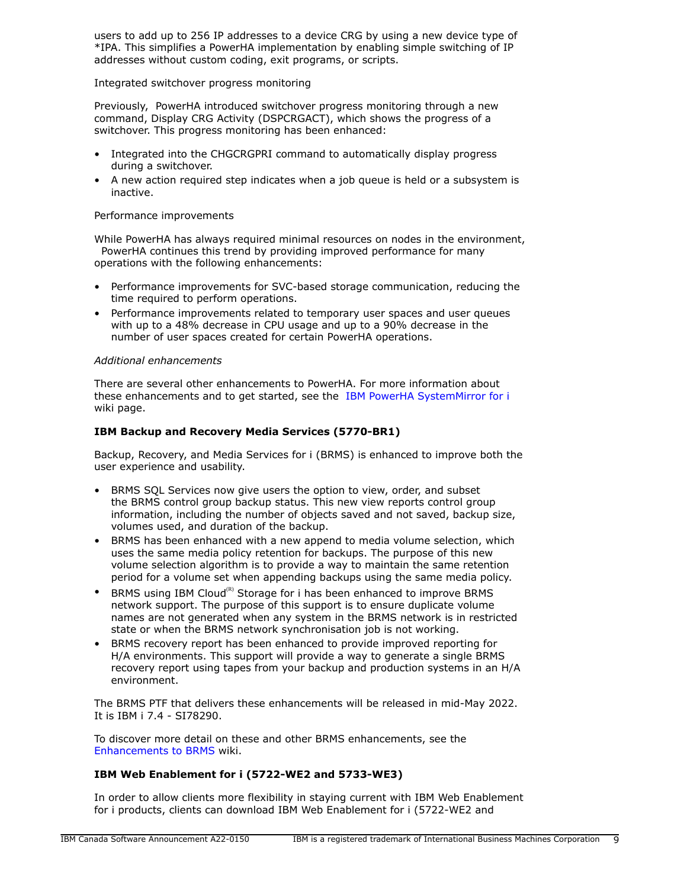users to add up to 256 IP addresses to a device CRG by using a new device type of *IPA. This simplifies a PowerHA implementation by enabling simple switching of IP addresses without custom coding, exit programs, or scripts.

Integrated switchover progress monitoring

Previously, PowerHA introduced switchover progress monitoring through a new command, Display CRG Activity (DSPCRGACT), which shows the progress of a switchover. This progress monitoring has been enhanced:

- Integrated into the CHGCRGPRI command to automatically display progress during a switchover.
- A new action required step indicates when a job queue is held or a subsystem is inactive.

Performance improvements

While PowerHA has always required minimal resources on nodes in the environment, PowerHA continues this trend by providing improved performance for many operations with the following enhancements:

- Performance improvements for SVC-based storage communication, reducing the time required to perform operations.
- Performance improvements related to temporary user spaces and user queues with up to a 48% decrease in CPU usage and up to a 90% decrease in the number of user spaces created for certain PowerHA operations.

*Additional enhancements*

There are several other enhancements to PowerHA. For more information about these enhancements and to get started, see the IBM PowerHA SystemMirror for i wiki page.

**IBM Backup and Recovery Media Services (5770-BR1)**

Backup, Recovery, and Media Services for i (BRMS) is enhanced to improve both the user experience and usability.

- BRMS SQL Services now give users the option to view, order, and subset the BRMS control group backup status. This new view reports control group information, including the number of objects saved and not saved, backup size, volumes used, and duration of the backup.
- BRMS has been enhanced with a new append to media volume selection, which uses the same media policy retention for backups. The purpose of this new volume selection algorithm is to provide a way to maintain the same retention period for a volume set when appending backups using the same media policy.
- BRMS using IBM Cloud(R) Storage for i has been enhanced to improve BRMS network support. The purpose of this support is to ensure duplicate volume names are not generated when any system in the BRMS network is in restricted state or when the BRMS network synchronisation job is not working.
- BRMS recovery report has been enhanced to provide improved reporting for H/A environments. This support will provide a way to generate a single BRMS recovery report using tapes from your backup and production systems in an H/A environment.

The BRMS PTF that delivers these enhancements will be released in mid-May 2022. It is IBM i 7.4 - SI78290.

To discover more detail on these and other BRMS enhancements, see the Enhancements to BRMS wiki.

**IBM Web Enablement for i (5722-WE2 and 5733-WE3)**

In order to allow clients more flexibility in staying current with IBM Web Enablement for i products, clients can download IBM Web Enablement for i (5722-WE2 and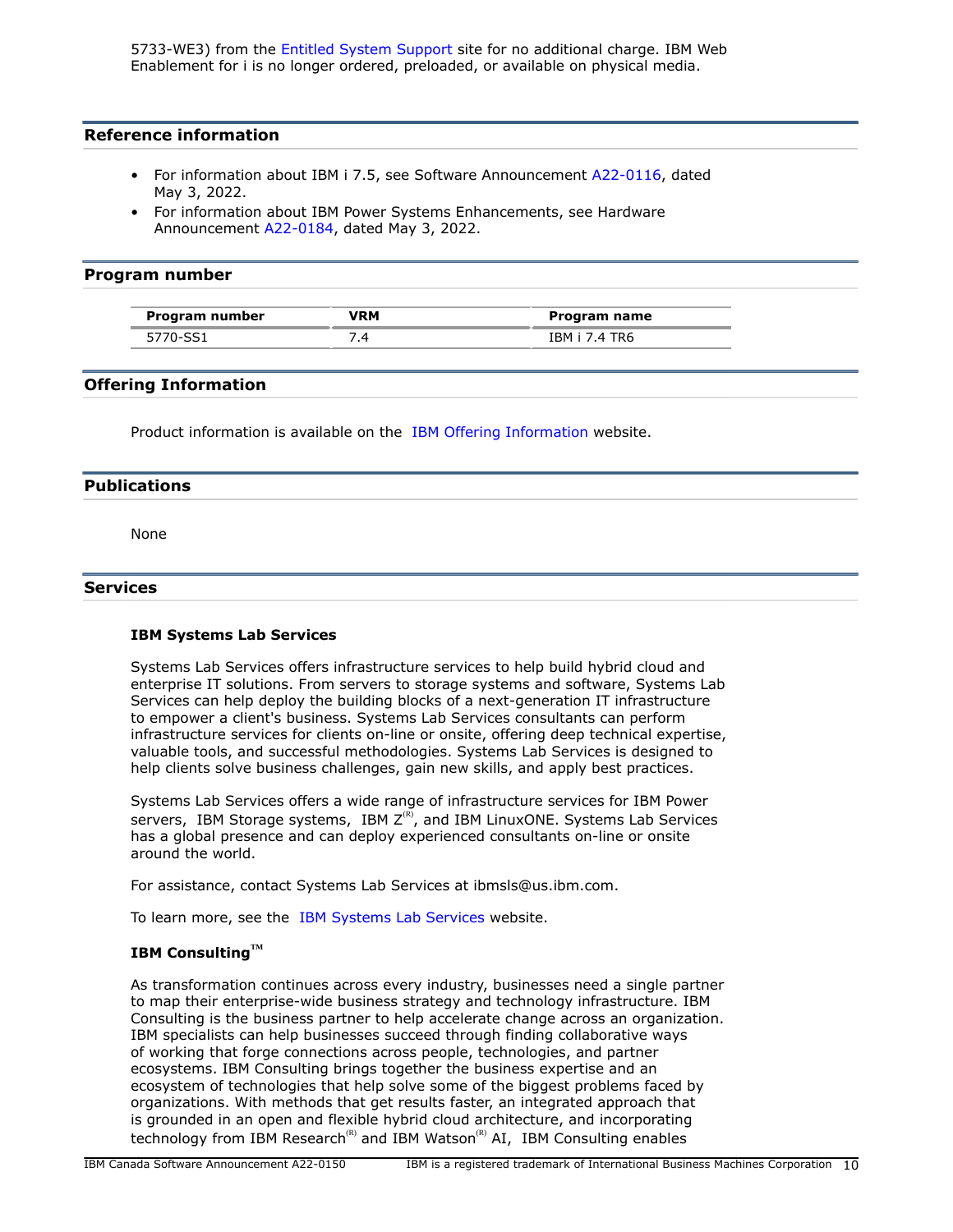5733-WE3) from the Entitled System Support site for no additional charge. IBM Web Enablement for i is no longer ordered, preloaded, or available on physical media.

## Reference information

- For information about IBM i 7.5, see Software Announcement A22-0116, dated May 3, 2022.
- For information about IBM Power Systems Enhancements, see Hardware Announcement A22-0184, dated May 3, 2022.

## Program number

| Program number | VRM | Program name |
|---|---|---|
| 5770-SS1 | 7.4 | IBM i 7.4 TR6 |

## Offering Information

Product information is available on the IBM Offering Information website.

## Publications

None

## Services

### IBM Systems Lab Services

Systems Lab Services offers infrastructure services to help build hybrid cloud and enterprise IT solutions. From servers to storage systems and software, Systems Lab Services can help deploy the building blocks of a next-generation IT infrastructure to empower a client's business. Systems Lab Services consultants can perform infrastructure services for clients on-line or onsite, offering deep technical expertise, valuable tools, and successful methodologies. Systems Lab Services is designed to help clients solve business challenges, gain new skills, and apply best practices.

Systems Lab Services offers a wide range of infrastructure services for IBM Power servers, IBM Storage systems, IBM Z(R), and IBM LinuxONE. Systems Lab Services has a global presence and can deploy experienced consultants on-line or onsite around the world.

For assistance, contact Systems Lab Services at ibmsls@us.ibm.com.

To learn more, see the IBM Systems Lab Services website.

### IBM Consulting(TM)

As transformation continues across every industry, businesses need a single partner to map their enterprise-wide business strategy and technology infrastructure. IBM Consulting is the business partner to help accelerate change across an organization. IBM specialists can help businesses succeed through finding collaborative ways of working that forge connections across people, technologies, and partner ecosystems. IBM Consulting brings together the business expertise and an ecosystem of technologies that help solve some of the biggest problems faced by organizations. With methods that get results faster, an integrated approach that is grounded in an open and flexible hybrid cloud architecture, and incorporating technology from IBM Research(R) and IBM Watson(R) AI, IBM Consulting enables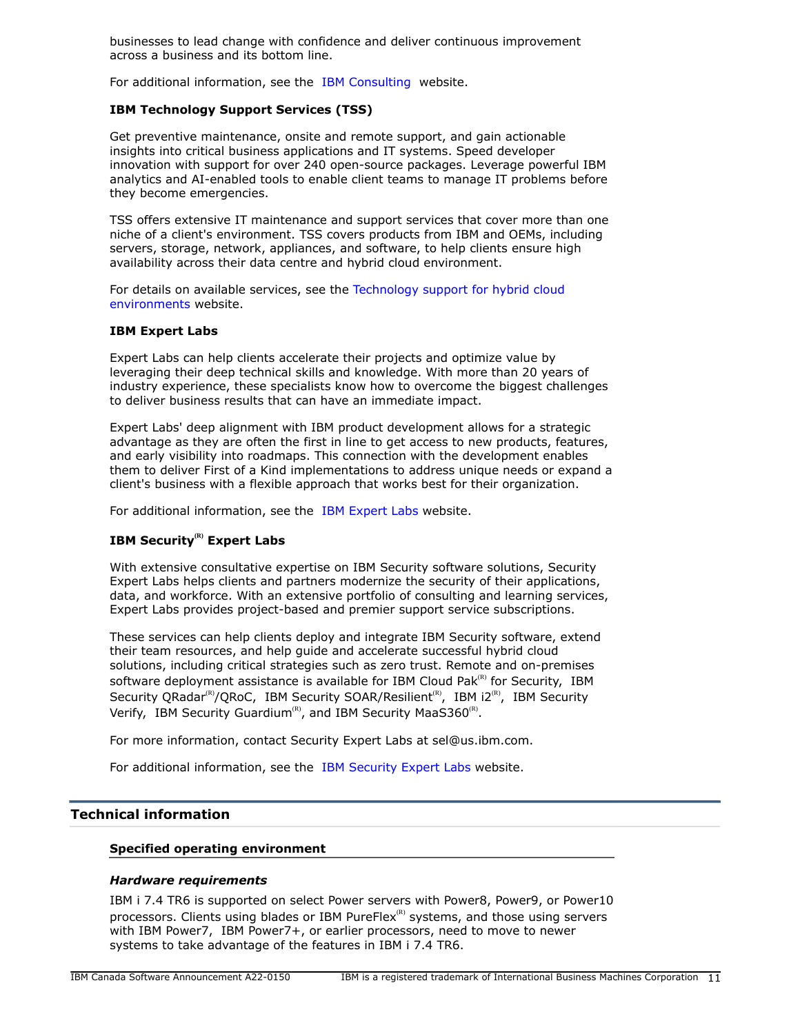businesses to lead change with confidence and deliver continuous improvement across a business and its bottom line.

For additional information, see the IBM Consulting website.

**IBM Technology Support Services (TSS)**

Get preventive maintenance, onsite and remote support, and gain actionable insights into critical business applications and IT systems. Speed developer innovation with support for over 240 open-source packages. Leverage powerful IBM analytics and AI-enabled tools to enable client teams to manage IT problems before they become emergencies.

TSS offers extensive IT maintenance and support services that cover more than one niche of a client's environment. TSS covers products from IBM and OEMs, including servers, storage, network, appliances, and software, to help clients ensure high availability across their data centre and hybrid cloud environment.

For details on available services, see the Technology support for hybrid cloud environments website.

**IBM Expert Labs**

Expert Labs can help clients accelerate their projects and optimize value by leveraging their deep technical skills and knowledge. With more than 20 years of industry experience, these specialists know how to overcome the biggest challenges to deliver business results that can have an immediate impact.

Expert Labs' deep alignment with IBM product development allows for a strategic advantage as they are often the first in line to get access to new products, features, and early visibility into roadmaps. This connection with the development enables them to deliver First of a Kind implementations to address unique needs or expand a client's business with a flexible approach that works best for their organization.

For additional information, see the IBM Expert Labs website.

**IBM Security(R) Expert Labs**

With extensive consultative expertise on IBM Security software solutions, Security Expert Labs helps clients and partners modernize the security of their applications, data, and workforce. With an extensive portfolio of consulting and learning services, Expert Labs provides project-based and premier support service subscriptions.

These services can help clients deploy and integrate IBM Security software, extend their team resources, and help guide and accelerate successful hybrid cloud solutions, including critical strategies such as zero trust. Remote and on-premises software deployment assistance is available for IBM Cloud Pak(R) for Security, IBM Security QRadar(R)/QRoC, IBM Security SOAR/Resilient(R), IBM i2(R), IBM Security Verify, IBM Security Guardium(R), and IBM Security MaaS360(R).

For more information, contact Security Expert Labs at sel@us.ibm.com.

For additional information, see the IBM Security Expert Labs website.

## Technical information

### Specified operating environment

#### *Hardware requirements*

IBM i 7.4 TR6 is supported on select Power servers with Power8, Power9, or Power10 processors. Clients using blades or IBM PureFlex(R) systems, and those using servers with IBM Power7, IBM Power7+, or earlier processors, need to move to newer systems to take advantage of the features in IBM i 7.4 TR6.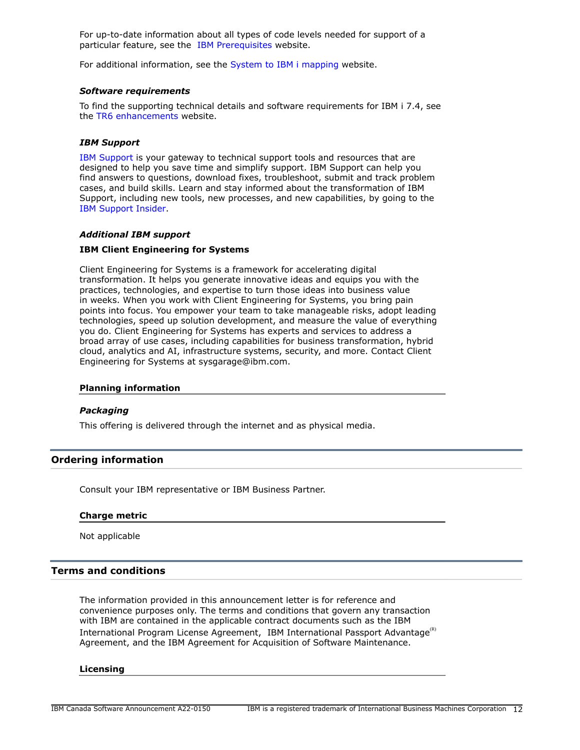For up-to-date information about all types of code levels needed for support of a particular feature, see the IBM Prerequisites website.

For additional information, see the System to IBM i mapping website.

### *Software requirements*

To find the supporting technical details and software requirements for IBM i 7.4, see the TR6 enhancements website.

### *IBM Support*

IBM Support is your gateway to technical support tools and resources that are designed to help you save time and simplify support. IBM Support can help you find answers to questions, download fixes, troubleshoot, submit and track problem cases, and build skills. Learn and stay informed about the transformation of IBM Support, including new tools, new processes, and new capabilities, by going to the IBM Support Insider.

### *Additional IBM support*

**IBM Client Engineering for Systems**

Client Engineering for Systems is a framework for accelerating digital transformation. It helps you generate innovative ideas and equips you with the practices, technologies, and expertise to turn those ideas into business value in weeks. When you work with Client Engineering for Systems, you bring pain points into focus. You empower your team to take manageable risks, adopt leading technologies, speed up solution development, and measure the value of everything you do. Client Engineering for Systems has experts and services to address a broad array of use cases, including capabilities for business transformation, hybrid cloud, analytics and AI, infrastructure systems, security, and more. Contact Client Engineering for Systems at sysgarage@ibm.com.

### Planning information

### *Packaging*

This offering is delivered through the internet and as physical media.

## Ordering information

Consult your IBM representative or IBM Business Partner.

### Charge metric

Not applicable

## Terms and conditions

The information provided in this announcement letter is for reference and convenience purposes only. The terms and conditions that govern any transaction with IBM are contained in the applicable contract documents such as the IBM International Program License Agreement, IBM International Passport Advantage(R) Agreement, and the IBM Agreement for Acquisition of Software Maintenance.

### Licensing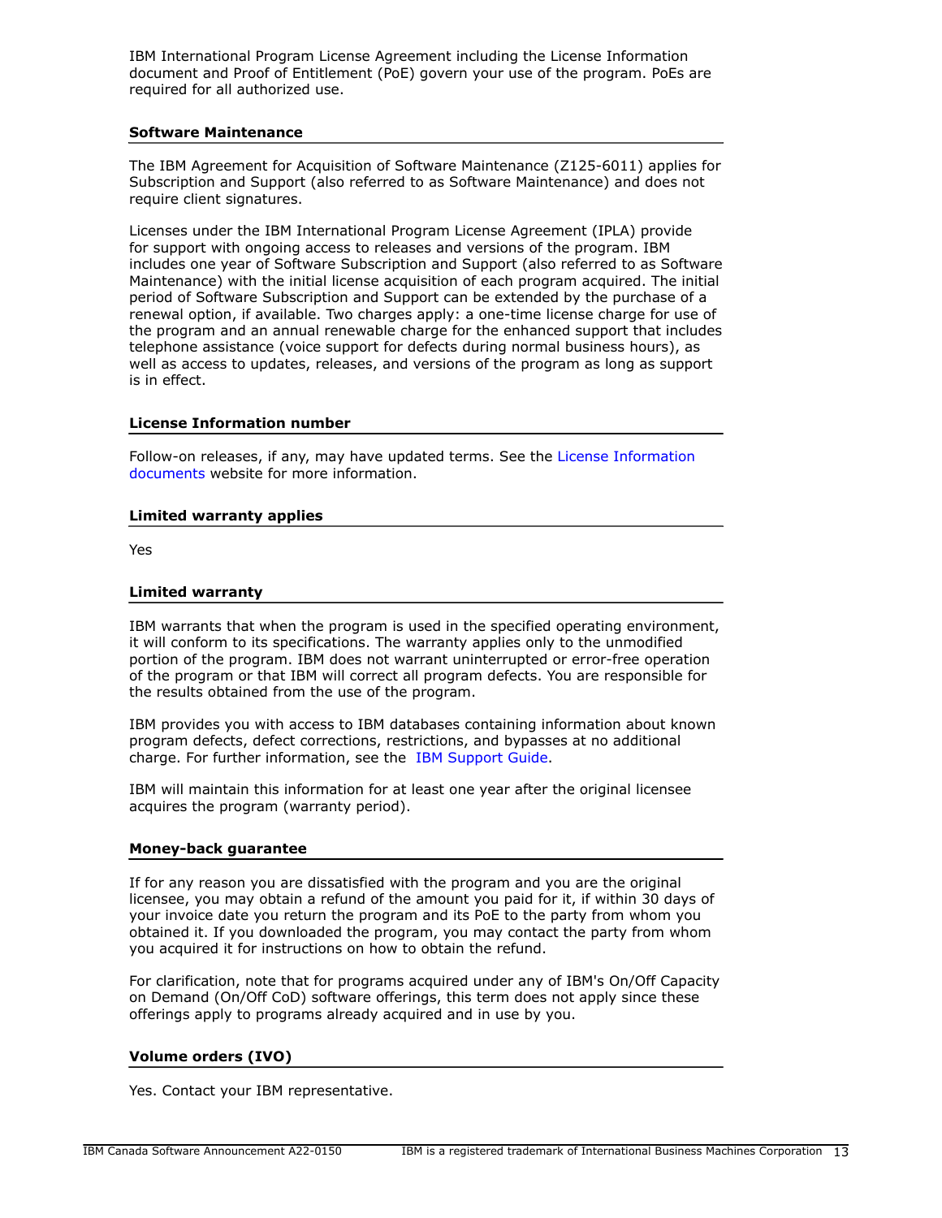IBM International Program License Agreement including the License Information document and Proof of Entitlement (PoE) govern your use of the program. PoEs are required for all authorized use.

### Software Maintenance

The IBM Agreement for Acquisition of Software Maintenance (Z125-6011) applies for Subscription and Support (also referred to as Software Maintenance) and does not require client signatures.

Licenses under the IBM International Program License Agreement (IPLA) provide for support with ongoing access to releases and versions of the program. IBM includes one year of Software Subscription and Support (also referred to as Software Maintenance) with the initial license acquisition of each program acquired. The initial period of Software Subscription and Support can be extended by the purchase of a renewal option, if available. Two charges apply: a one-time license charge for use of the program and an annual renewable charge for the enhanced support that includes telephone assistance (voice support for defects during normal business hours), as well as access to updates, releases, and versions of the program as long as support is in effect.

### License Information number

Follow-on releases, if any, may have updated terms. See the License Information documents website for more information.

### Limited warranty applies

Yes

### Limited warranty

IBM warrants that when the program is used in the specified operating environment, it will conform to its specifications. The warranty applies only to the unmodified portion of the program. IBM does not warrant uninterrupted or error-free operation of the program or that IBM will correct all program defects. You are responsible for the results obtained from the use of the program.

IBM provides you with access to IBM databases containing information about known program defects, defect corrections, restrictions, and bypasses at no additional charge. For further information, see the IBM Support Guide.

IBM will maintain this information for at least one year after the original licensee acquires the program (warranty period).

### Money-back guarantee

If for any reason you are dissatisfied with the program and you are the original licensee, you may obtain a refund of the amount you paid for it, if within 30 days of your invoice date you return the program and its PoE to the party from whom you obtained it. If you downloaded the program, you may contact the party from whom you acquired it for instructions on how to obtain the refund.

For clarification, note that for programs acquired under any of IBM's On/Off Capacity on Demand (On/Off CoD) software offerings, this term does not apply since these offerings apply to programs already acquired and in use by you.

### Volume orders (IVO)

Yes. Contact your IBM representative.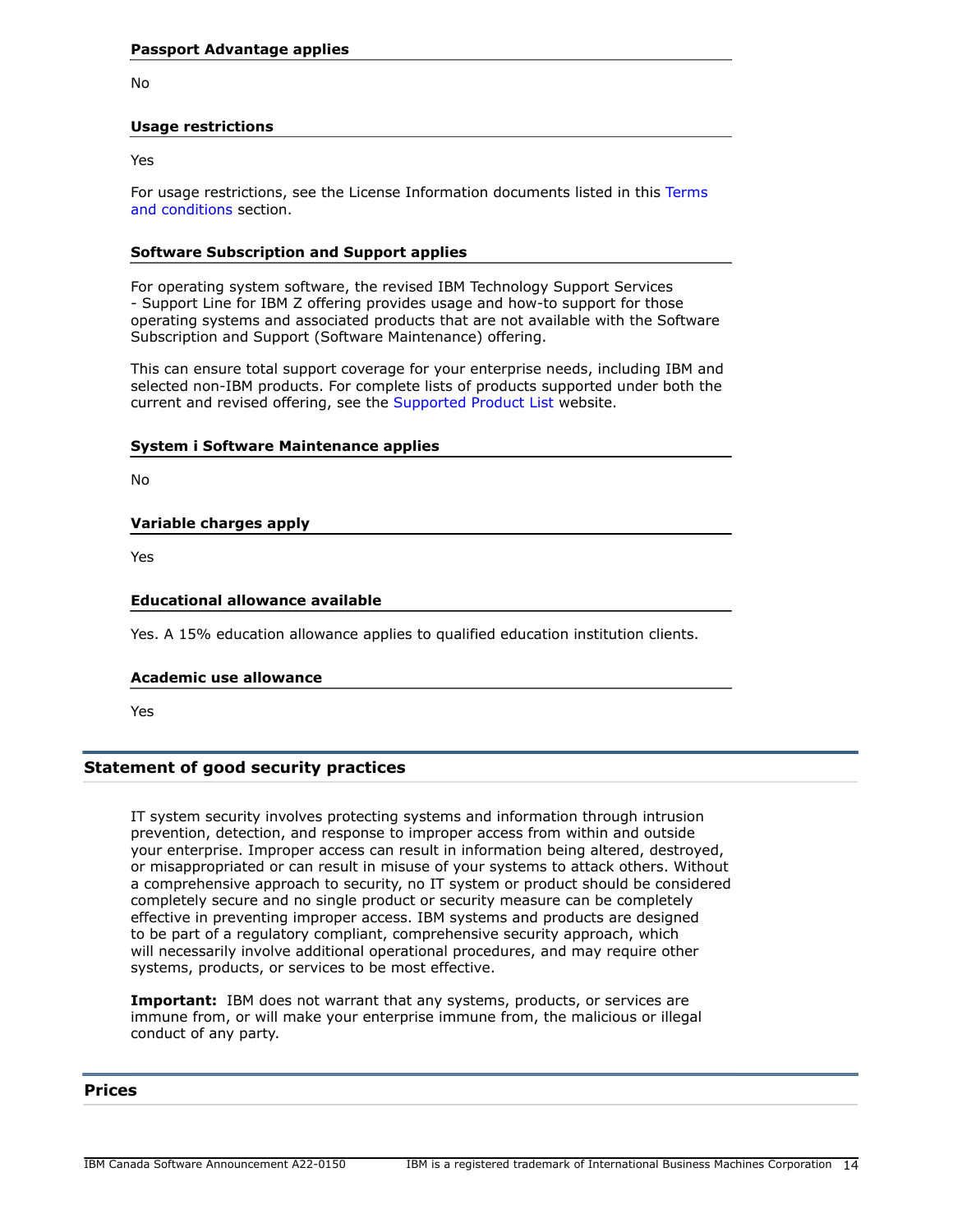#### Passport Advantage applies

No

#### Usage restrictions

Yes

For usage restrictions, see the License Information documents listed in this Terms and conditions section.

#### Software Subscription and Support applies

For operating system software, the revised IBM Technology Support Services - Support Line for IBM Z offering provides usage and how-to support for those operating systems and associated products that are not available with the Software Subscription and Support (Software Maintenance) offering.

This can ensure total support coverage for your enterprise needs, including IBM and selected non-IBM products. For complete lists of products supported under both the current and revised offering, see the Supported Product List website.

#### System i Software Maintenance applies

No

#### Variable charges apply

Yes

#### Educational allowance available

Yes. A 15% education allowance applies to qualified education institution clients.

#### Academic use allowance

Yes

## Statement of good security practices

IT system security involves protecting systems and information through intrusion prevention, detection, and response to improper access from within and outside your enterprise. Improper access can result in information being altered, destroyed, or misappropriated or can result in misuse of your systems to attack others. Without a comprehensive approach to security, no IT system or product should be considered completely secure and no single product or security measure can be completely effective in preventing improper access. IBM systems and products are designed to be part of a regulatory compliant, comprehensive security approach, which will necessarily involve additional operational procedures, and may require other systems, products, or services to be most effective.

**Important:** IBM does not warrant that any systems, products, or services are immune from, or will make your enterprise immune from, the malicious or illegal conduct of any party.

## Prices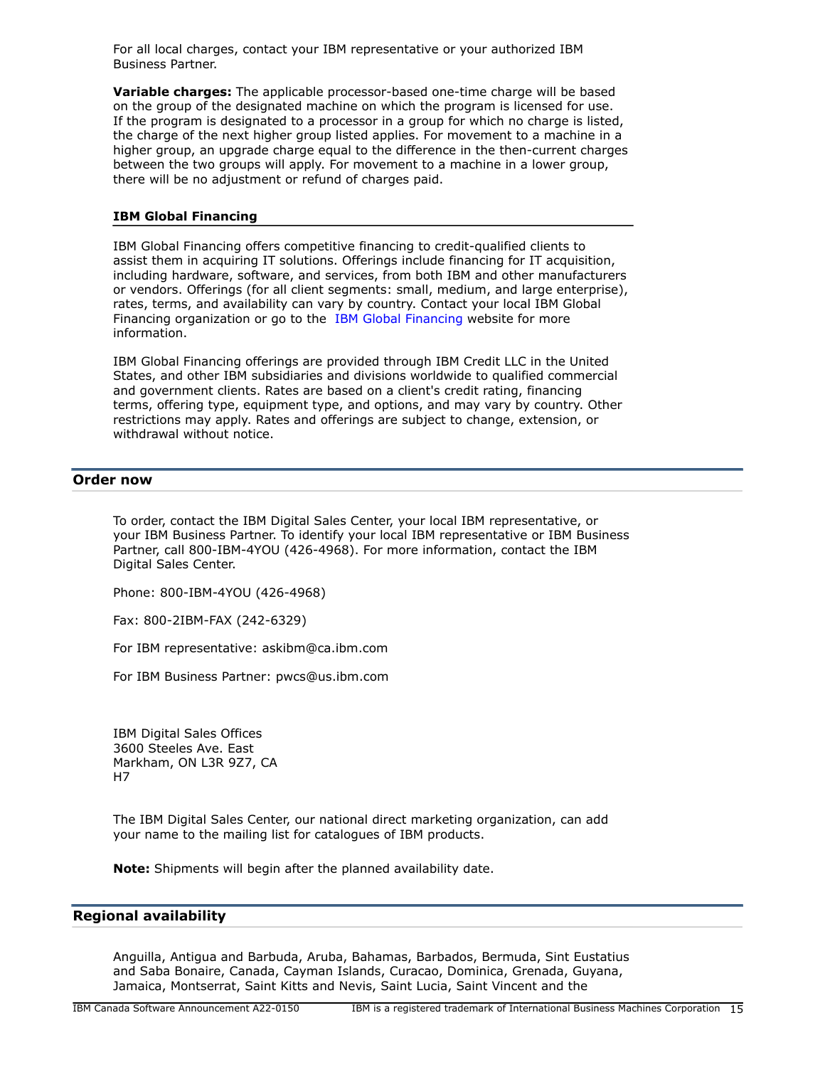For all local charges, contact your IBM representative or your authorized IBM Business Partner.

**Variable charges:** The applicable processor-based one-time charge will be based on the group of the designated machine on which the program is licensed for use. If the program is designated to a processor in a group for which no charge is listed, the charge of the next higher group listed applies. For movement to a machine in a higher group, an upgrade charge equal to the difference in the then-current charges between the two groups will apply. For movement to a machine in a lower group, there will be no adjustment or refund of charges paid.

### IBM Global Financing

IBM Global Financing offers competitive financing to credit-qualified clients to assist them in acquiring IT solutions. Offerings include financing for IT acquisition, including hardware, software, and services, from both IBM and other manufacturers or vendors. Offerings (for all client segments: small, medium, and large enterprise), rates, terms, and availability can vary by country. Contact your local IBM Global Financing organization or go to the IBM Global Financing website for more information.

IBM Global Financing offerings are provided through IBM Credit LLC in the United States, and other IBM subsidiaries and divisions worldwide to qualified commercial and government clients. Rates are based on a client's credit rating, financing terms, offering type, equipment type, and options, and may vary by country. Other restrictions may apply. Rates and offerings are subject to change, extension, or withdrawal without notice.

## Order now

To order, contact the IBM Digital Sales Center, your local IBM representative, or your IBM Business Partner. To identify your local IBM representative or IBM Business Partner, call 800-IBM-4YOU (426-4968). For more information, contact the IBM Digital Sales Center.

Phone: 800-IBM-4YOU (426-4968)

Fax: 800-2IBM-FAX (242-6329)

For IBM representative: askibm@ca.ibm.com

For IBM Business Partner: pwcs@us.ibm.com

IBM Digital Sales Offices
3600 Steeles Ave. East
Markham, ON L3R 9Z7, CA
H7

The IBM Digital Sales Center, our national direct marketing organization, can add your name to the mailing list for catalogues of IBM products.

**Note:** Shipments will begin after the planned availability date.

## Regional availability

Anguilla, Antigua and Barbuda, Aruba, Bahamas, Barbados, Bermuda, Sint Eustatius and Saba Bonaire, Canada, Cayman Islands, Curacao, Dominica, Grenada, Guyana, Jamaica, Montserrat, Saint Kitts and Nevis, Saint Lucia, Saint Vincent and the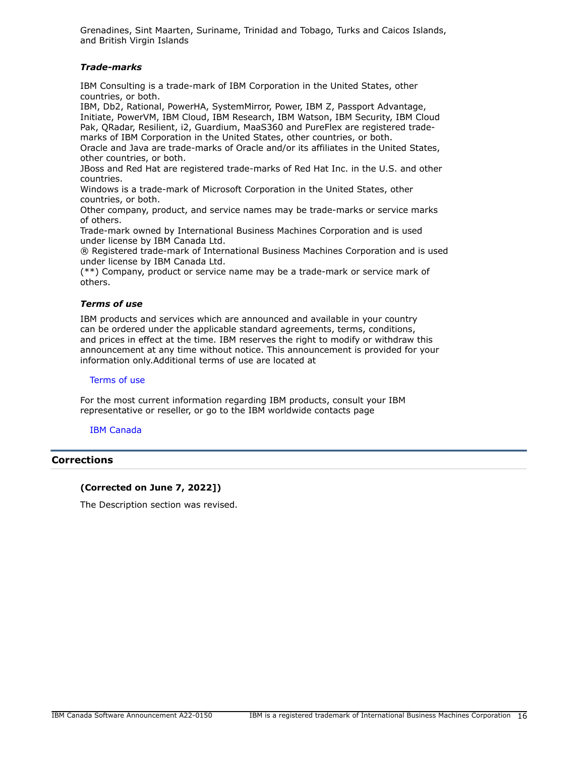Grenadines, Sint Maarten, Suriname, Trinidad and Tobago, Turks and Caicos Islands, and British Virgin Islands

### *Trade-marks*

IBM Consulting is a trade-mark of IBM Corporation in the United States, other countries, or both.
IBM, Db2, Rational, PowerHA, SystemMirror, Power, IBM Z, Passport Advantage, Initiate, PowerVM, IBM Cloud, IBM Research, IBM Watson, IBM Security, IBM Cloud Pak, QRadar, Resilient, i2, Guardium, MaaS360 and PureFlex are registered trade-marks of IBM Corporation in the United States, other countries, or both.
Oracle and Java are trade-marks of Oracle and/or its affiliates in the United States, other countries, or both.
JBoss and Red Hat are registered trade-marks of Red Hat Inc. in the U.S. and other countries.
Windows is a trade-mark of Microsoft Corporation in the United States, other countries, or both.
Other company, product, and service names may be trade-marks or service marks of others.
Trade-mark owned by International Business Machines Corporation and is used under license by IBM Canada Ltd.
® Registered trade-mark of International Business Machines Corporation and is used under license by IBM Canada Ltd.
(**) Company, product or service name may be a trade-mark or service mark of others.

### *Terms of use*

IBM products and services which are announced and available in your country can be ordered under the applicable standard agreements, terms, conditions, and prices in effect at the time. IBM reserves the right to modify or withdraw this announcement at any time without notice. This announcement is provided for your information only.Additional terms of use are located at

Terms of use

For the most current information regarding IBM products, consult your IBM representative or reseller, or go to the IBM worldwide contacts page

IBM Canada

## Corrections

**(Corrected on June 7, 2022])**

The Description section was revised.